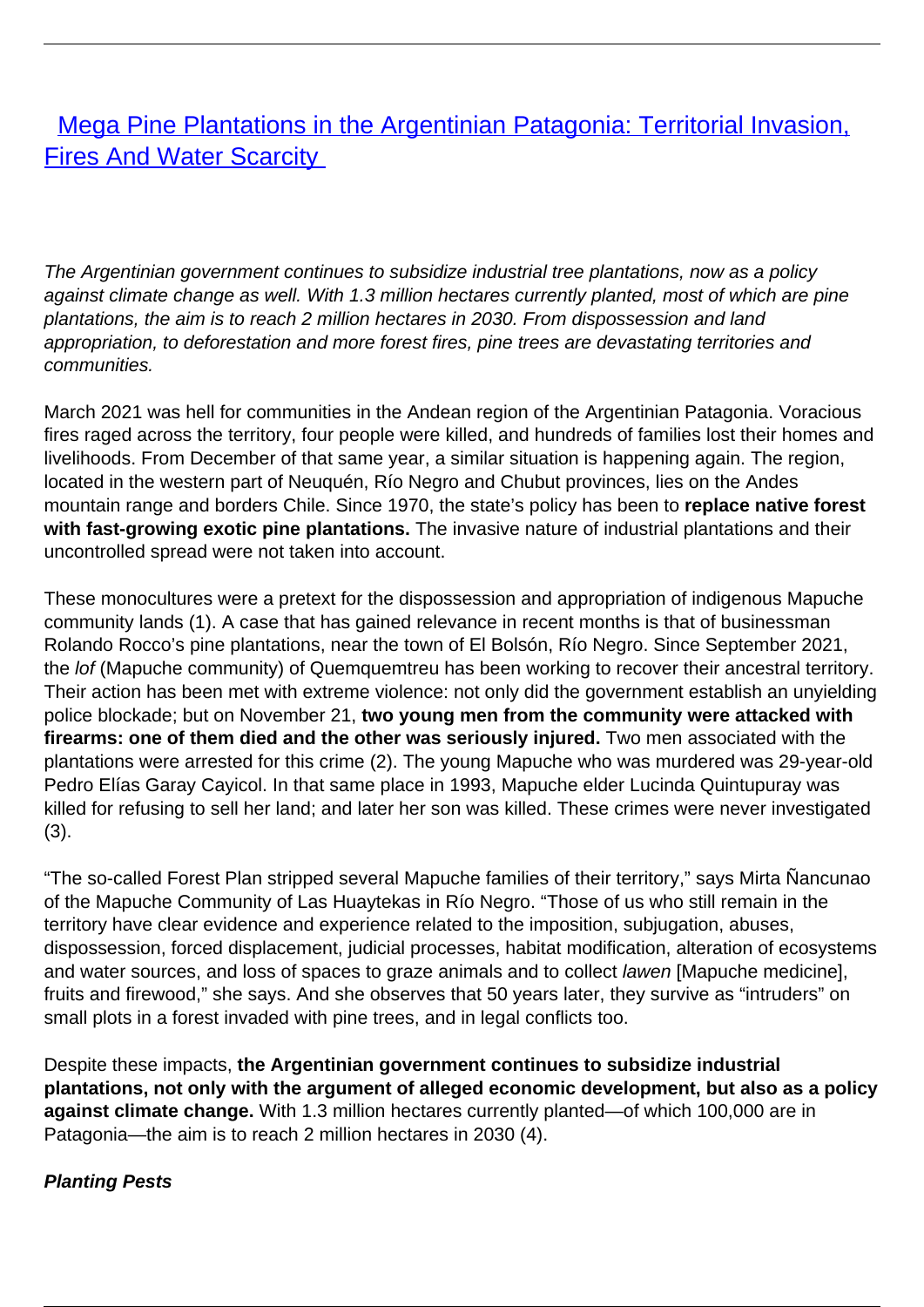# [Mega Pine Plantations in the Argentinian Patagonia: Territorial Invasion, Fires And Water Scarcity]

*The Argentinian government continues to subsidize industrial tree plantations, now as a policy against climate change as well. With 1.3 million hectares currently planted, most of which are pine plantations, the aim is to reach 2 million hectares in 2030. From dispossession and land appropriation, to deforestation and more forest fires, pine trees are devastating territories and communities.*

March 2021 was hell for communities in the Andean region of the Argentinian Patagonia. Voracious fires raged across the territory, four people were killed, and hundreds of families lost their homes and livelihoods. From December of that same year, a similar situation is happening again. The region, located in the western part of Neuquén, Río Negro and Chubut provinces, lies on the Andes mountain range and borders Chile. Since 1970, the state's policy has been to **replace native forest with fast-growing exotic pine plantations.** The invasive nature of industrial plantations and their uncontrolled spread were not taken into account.

These monocultures were a pretext for the dispossession and appropriation of indigenous Mapuche community lands (1). A case that has gained relevance in recent months is that of businessman Rolando Rocco's pine plantations, near the town of El Bolsón, Río Negro. Since September 2021, the *lof* (Mapuche community) of Quemquemtreu has been working to recover their ancestral territory. Their action has been met with extreme violence: not only did the government establish an unyielding police blockade; but on November 21, **two young men from the community were attacked with firearms: one of them died and the other was seriously injured.** Two men associated with the plantations were arrested for this crime (2). The young Mapuche who was murdered was 29-year-old Pedro Elías Garay Cayicol. In that same place in 1993, Mapuche elder Lucinda Quintupuray was killed for refusing to sell her land; and later her son was killed. These crimes were never investigated (3).

"The so-called Forest Plan stripped several Mapuche families of their territory," says Mirta Ñancunao of the Mapuche Community of Las Huaytekas in Río Negro. "Those of us who still remain in the territory have clear evidence and experience related to the imposition, subjugation, abuses, dispossession, forced displacement, judicial processes, habitat modification, alteration of ecosystems and water sources, and loss of spaces to graze animals and to collect *lawen* [Mapuche medicine], fruits and firewood," she says. And she observes that 50 years later, they survive as "intruders" on small plots in a forest invaded with pine trees, and in legal conflicts too.

Despite these impacts, **the Argentinian government continues to subsidize industrial plantations, not only with the argument of alleged economic development, but also as a policy against climate change.** With 1.3 million hectares currently planted—of which 100,000 are in Patagonia—the aim is to reach 2 million hectares in 2030 (4).

***Planting Pests***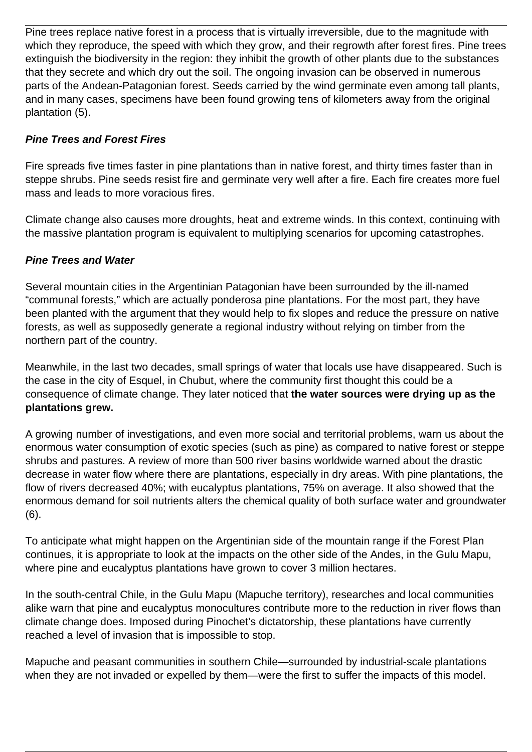Pine trees replace native forest in a process that is virtually irreversible, due to the magnitude with which they reproduce, the speed with which they grow, and their regrowth after forest fires. Pine trees extinguish the biodiversity in the region: they inhibit the growth of other plants due to the substances that they secrete and which dry out the soil. The ongoing invasion can be observed in numerous parts of the Andean-Patagonian forest. Seeds carried by the wind germinate even among tall plants, and in many cases, specimens have been found growing tens of kilometers away from the original plantation (5).

***Pine Trees and Forest Fires***

Fire spreads five times faster in pine plantations than in native forest, and thirty times faster than in steppe shrubs. Pine seeds resist fire and germinate very well after a fire. Each fire creates more fuel mass and leads to more voracious fires.

Climate change also causes more droughts, heat and extreme winds. In this context, continuing with the massive plantation program is equivalent to multiplying scenarios for upcoming catastrophes.

***Pine Trees and Water***

Several mountain cities in the Argentinian Patagonian have been surrounded by the ill-named "communal forests," which are actually ponderosa pine plantations. For the most part, they have been planted with the argument that they would help to fix slopes and reduce the pressure on native forests, as well as supposedly generate a regional industry without relying on timber from the northern part of the country.

Meanwhile, in the last two decades, small springs of water that locals use have disappeared. Such is the case in the city of Esquel, in Chubut, where the community first thought this could be a consequence of climate change. They later noticed that **the water sources were drying up as the plantations grew.**

A growing number of investigations, and even more social and territorial problems, warn us about the enormous water consumption of exotic species (such as pine) as compared to native forest or steppe shrubs and pastures. A review of more than 500 river basins worldwide warned about the drastic decrease in water flow where there are plantations, especially in dry areas. With pine plantations, the flow of rivers decreased 40%; with eucalyptus plantations, 75% on average. It also showed that the enormous demand for soil nutrients alters the chemical quality of both surface water and groundwater (6).

To anticipate what might happen on the Argentinian side of the mountain range if the Forest Plan continues, it is appropriate to look at the impacts on the other side of the Andes, in the Gulu Mapu, where pine and eucalyptus plantations have grown to cover 3 million hectares.

In the south-central Chile, in the Gulu Mapu (Mapuche territory), researches and local communities alike warn that pine and eucalyptus monocultures contribute more to the reduction in river flows than climate change does. Imposed during Pinochet's dictatorship, these plantations have currently reached a level of invasion that is impossible to stop.

Mapuche and peasant communities in southern Chile—surrounded by industrial-scale plantations when they are not invaded or expelled by them—were the first to suffer the impacts of this model.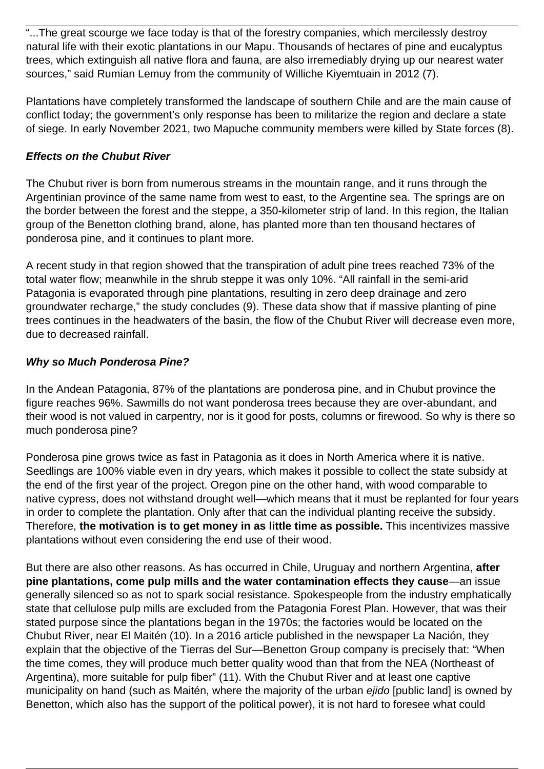"...The great scourge we face today is that of the forestry companies, which mercilessly destroy natural life with their exotic plantations in our Mapu. Thousands of hectares of pine and eucalyptus trees, which extinguish all native flora and fauna, are also irremediably drying up our nearest water sources," said Rumian Lemuy from the community of Williche Kiyemtuain in 2012 (7).

Plantations have completely transformed the landscape of southern Chile and are the main cause of conflict today; the government's only response has been to militarize the region and declare a state of siege. In early November 2021, two Mapuche community members were killed by State forces (8).

#### ***Effects on the Chubut River***

The Chubut river is born from numerous streams in the mountain range, and it runs through the Argentinian province of the same name from west to east, to the Argentine sea. The springs are on the border between the forest and the steppe, a 350-kilometer strip of land. In this region, the Italian group of the Benetton clothing brand, alone, has planted more than ten thousand hectares of ponderosa pine, and it continues to plant more.

A recent study in that region showed that the transpiration of adult pine trees reached 73% of the total water flow; meanwhile in the shrub steppe it was only 10%. "All rainfall in the semi-arid Patagonia is evaporated through pine plantations, resulting in zero deep drainage and zero groundwater recharge," the study concludes (9). These data show that if massive planting of pine trees continues in the headwaters of the basin, the flow of the Chubut River will decrease even more, due to decreased rainfall.

#### ***Why so Much Ponderosa Pine?***

In the Andean Patagonia, 87% of the plantations are ponderosa pine, and in Chubut province the figure reaches 96%. Sawmills do not want ponderosa trees because they are over-abundant, and their wood is not valued in carpentry, nor is it good for posts, columns or firewood. So why is there so much ponderosa pine?

Ponderosa pine grows twice as fast in Patagonia as it does in North America where it is native. Seedlings are 100% viable even in dry years, which makes it possible to collect the state subsidy at the end of the first year of the project. Oregon pine on the other hand, with wood comparable to native cypress, does not withstand drought well—which means that it must be replanted for four years in order to complete the plantation. Only after that can the individual planting receive the subsidy. Therefore, **the motivation is to get money in as little time as possible.** This incentivizes massive plantations without even considering the end use of their wood.

But there are also other reasons. As has occurred in Chile, Uruguay and northern Argentina, **after pine plantations, come pulp mills and the water contamination effects they cause**—an issue generally silenced so as not to spark social resistance. Spokespeople from the industry emphatically state that cellulose pulp mills are excluded from the Patagonia Forest Plan. However, that was their stated purpose since the plantations began in the 1970s; the factories would be located on the Chubut River, near El Maitén (10). In a 2016 article published in the newspaper La Nación, they explain that the objective of the Tierras del Sur—Benetton Group company is precisely that: "When the time comes, they will produce much better quality wood than that from the NEA (Northeast of Argentina), more suitable for pulp fiber" (11). With the Chubut River and at least one captive municipality on hand (such as Maitén, where the majority of the urban *ejido* [public land] is owned by Benetton, which also has the support of the political power), it is not hard to foresee what could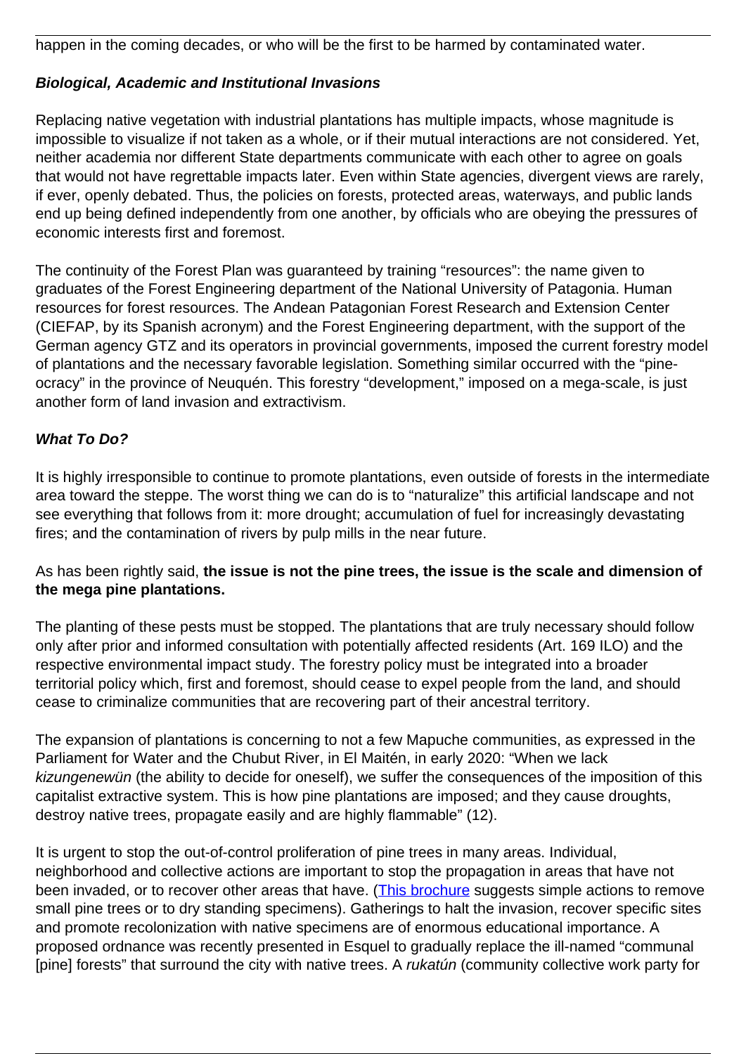happen in the coming decades, or who will be the first to be harmed by contaminated water.

### *Biological, Academic and Institutional Invasions*

Replacing native vegetation with industrial plantations has multiple impacts, whose magnitude is impossible to visualize if not taken as a whole, or if their mutual interactions are not considered. Yet, neither academia nor different State departments communicate with each other to agree on goals that would not have regrettable impacts later. Even within State agencies, divergent views are rarely, if ever, openly debated. Thus, the policies on forests, protected areas, waterways, and public lands end up being defined independently from one another, by officials who are obeying the pressures of economic interests first and foremost.

The continuity of the Forest Plan was guaranteed by training "resources": the name given to graduates of the Forest Engineering department of the National University of Patagonia. Human resources for forest resources. The Andean Patagonian Forest Research and Extension Center (CIEFAP, by its Spanish acronym) and the Forest Engineering department, with the support of the German agency GTZ and its operators in provincial governments, imposed the current forestry model of plantations and the necessary favorable legislation. Something similar occurred with the "pine-ocracy" in the province of Neuquén. This forestry "development," imposed on a mega-scale, is just another form of land invasion and extractivism.

### *What To Do?*

It is highly irresponsible to continue to promote plantations, even outside of forests in the intermediate area toward the steppe. The worst thing we can do is to "naturalize" this artificial landscape and not see everything that follows from it: more drought; accumulation of fuel for increasingly devastating fires; and the contamination of rivers by pulp mills in the near future.

As has been rightly said, **the issue is not the pine trees, the issue is the scale and dimension of the mega pine plantations.**

The planting of these pests must be stopped. The plantations that are truly necessary should follow only after prior and informed consultation with potentially affected residents (Art. 169 ILO) and the respective environmental impact study. The forestry policy must be integrated into a broader territorial policy which, first and foremost, should cease to expel people from the land, and should cease to criminalize communities that are recovering part of their ancestral territory.

The expansion of plantations is concerning to not a few Mapuche communities, as expressed in the Parliament for Water and the Chubut River, in El Maitén, in early 2020: "When we lack *kizungenewün* (the ability to decide for oneself), we suffer the consequences of the imposition of this capitalist extractive system. This is how pine plantations are imposed; and they cause droughts, destroy native trees, propagate easily and are highly flammable" (12).

It is urgent to stop the out-of-control proliferation of pine trees in many areas. Individual, neighborhood and collective actions are important to stop the propagation in areas that have not been invaded, or to recover other areas that have. (This brochure suggests simple actions to remove small pine trees or to dry standing specimens). Gatherings to halt the invasion, recover specific sites and promote recolonization with native specimens are of enormous educational importance. A proposed ordnance was recently presented in Esquel to gradually replace the ill-named "communal [pine] forests" that surround the city with native trees. A *rukatún* (community collective work party for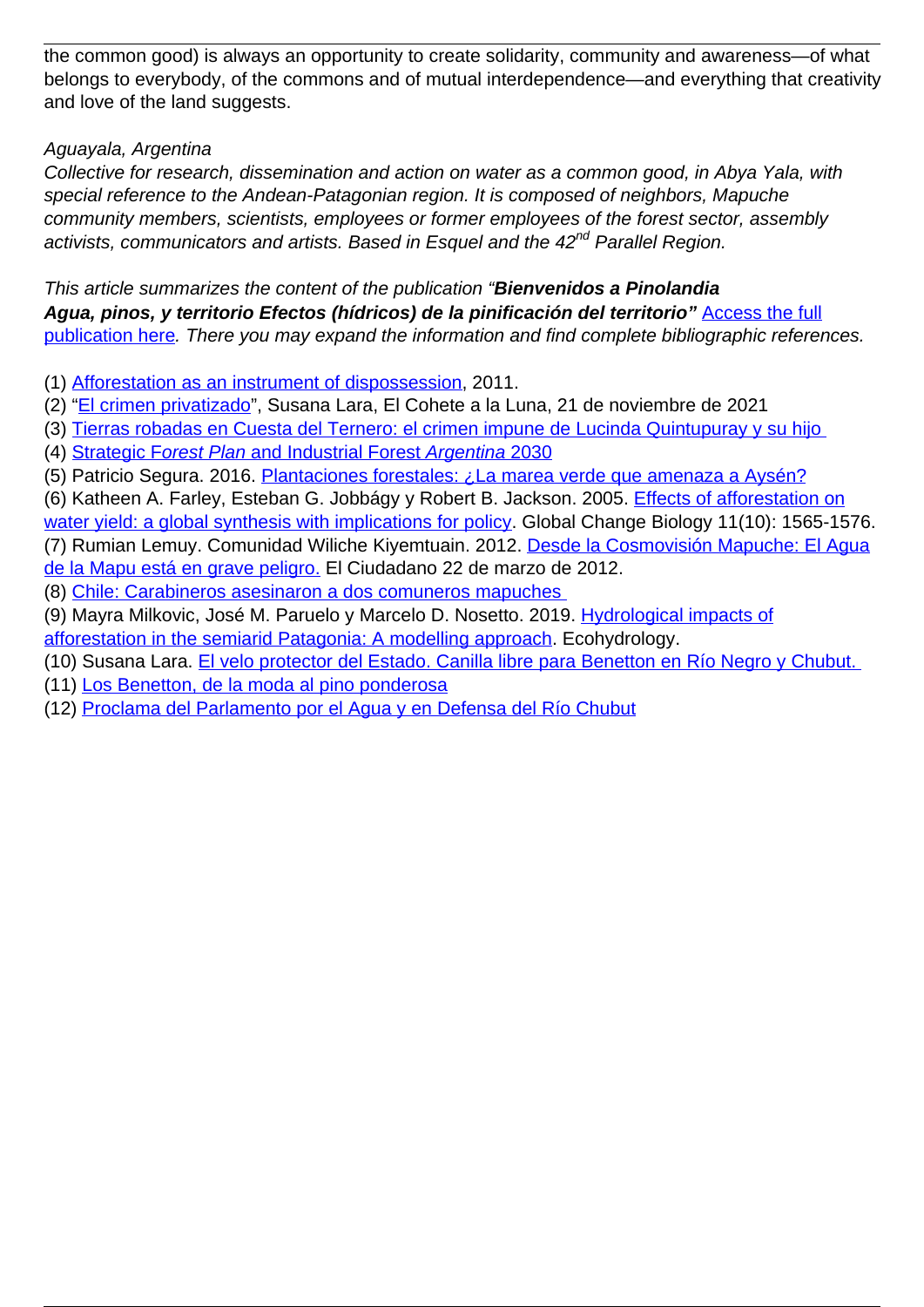the common good) is always an opportunity to create solidarity, community and awareness—of what belongs to everybody, of the commons and of mutual interdependence—and everything that creativity and love of the land suggests.

*Aguayala, Argentina*
*Collective for research, dissemination and action on water as a common good, in Abya Yala, with special reference to the Andean-Patagonian region. It is composed of neighbors, Mapuche community members, scientists, employees or former employees of the forest sector, assembly activists, communicators and artists. Based in Esquel and the 42$^{nd}$ Parallel Region.*

*This article summarizes the content of the publication "**Bienvenidos a Pinolandia Agua, pinos, y territorio Efectos (hídricos) de la pinificación del territorio"** Access the full publication here. There you may expand the information and find complete bibliographic references.*

(1) Afforestation as an instrument of dispossession, 2011.
(2) "El crimen privatizado", Susana Lara, El Cohete a la Luna, 21 de noviembre de 2021
(3) Tierras robadas en Cuesta del Ternero: el crimen impune de Lucinda Quintupuray y su hijo
(4) Strategic F*orest Plan* and Industrial Forest *Argentina* 2030
(5) Patricio Segura. 2016. Plantaciones forestales: ¿La marea verde que amenaza a Aysén?
(6) Katheen A. Farley, Esteban G. Jobbágy y Robert B. Jackson. 2005. Effects of afforestation on water yield: a global synthesis with implications for policy. Global Change Biology 11(10): 1565-1576.
(7) Rumian Lemuy. Comunidad Wiliche Kiyemtuain. 2012. Desde la Cosmovisión Mapuche: El Agua de la Mapu está en grave peligro. El Ciudadano 22 de marzo de 2012.
(8) Chile: Carabineros asesinaron a dos comuneros mapuches
(9) Mayra Milkovic, José M. Paruelo y Marcelo D. Nosetto. 2019. Hydrological impacts of afforestation in the semiarid Patagonia: A modelling approach. Ecohydrology.
(10) Susana Lara. El velo protector del Estado. Canilla libre para Benetton en Río Negro y Chubut.
(11) Los Benetton, de la moda al pino ponderosa
(12) Proclama del Parlamento por el Agua y en Defensa del Río Chubut